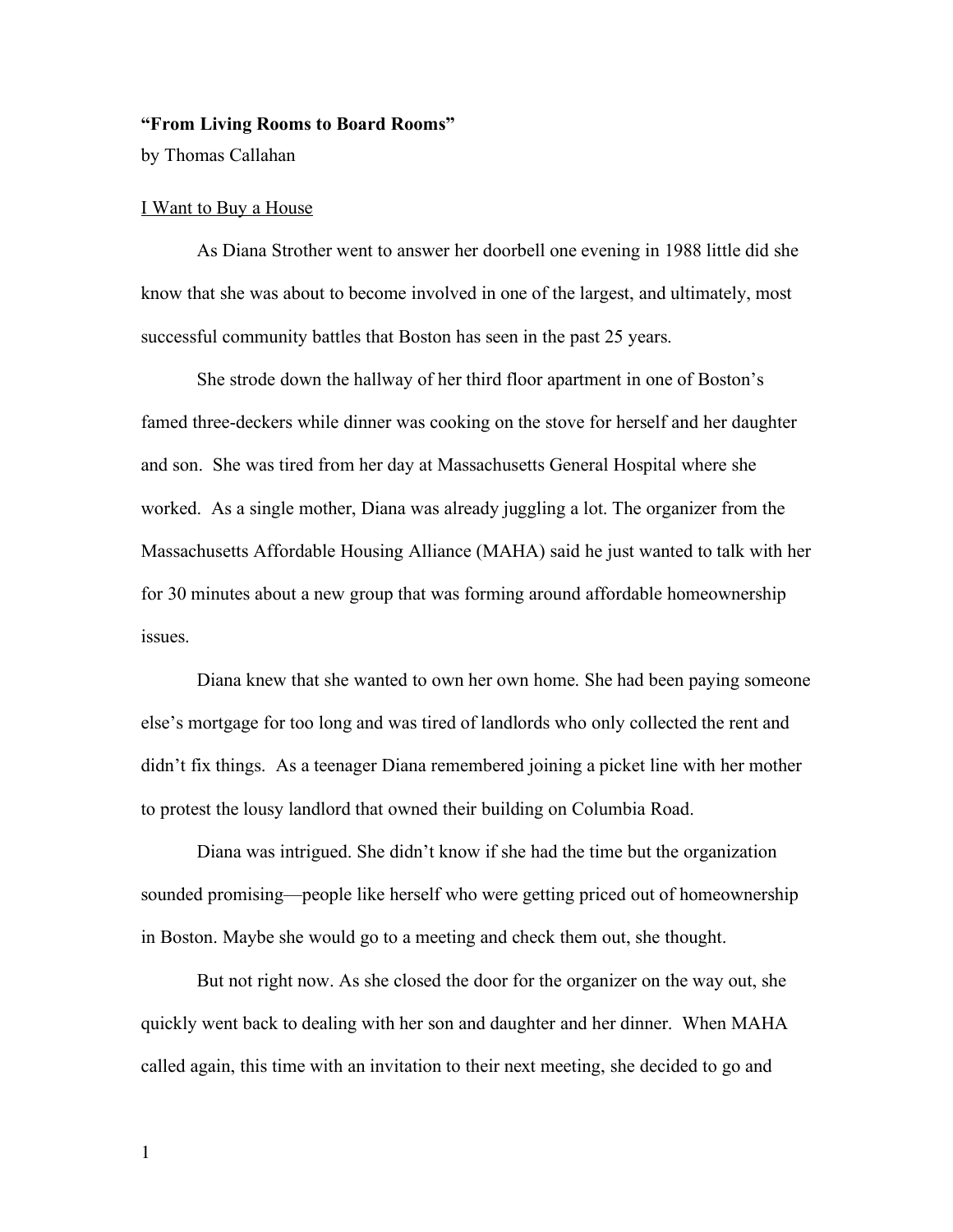**"From Living Rooms to Board Rooms"**

by Thomas Callahan

<u>I Want to Buy a House</u>

As Diana Strother went to answer her doorbell one evening in 1988 little did she know that she was about to become involved in one of the largest, and ultimately, most successful community battles that Boston has seen in the past 25 years.

She strode down the hallway of her third floor apartment in one of Boston's famed three-deckers while dinner was cooking on the stove for herself and her daughter and son. She was tired from her day at Massachusetts General Hospital where she worked. As a single mother, Diana was already juggling a lot. The organizer from the Massachusetts Affordable Housing Alliance (MAHA) said he just wanted to talk with her for 30 minutes about a new group that was forming around affordable homeownership issues.

Diana knew that she wanted to own her own home. She had been paying someone else's mortgage for too long and was tired of landlords who only collected the rent and didn't fix things. As a teenager Diana remembered joining a picket line with her mother to protest the lousy landlord that owned their building on Columbia Road.

Diana was intrigued. She didn't know if she had the time but the organization sounded promising—people like herself who were getting priced out of homeownership in Boston. Maybe she would go to a meeting and check them out, she thought.

But not right now. As she closed the door for the organizer on the way out, she quickly went back to dealing with her son and daughter and her dinner. When MAHA called again, this time with an invitation to their next meeting, she decided to go and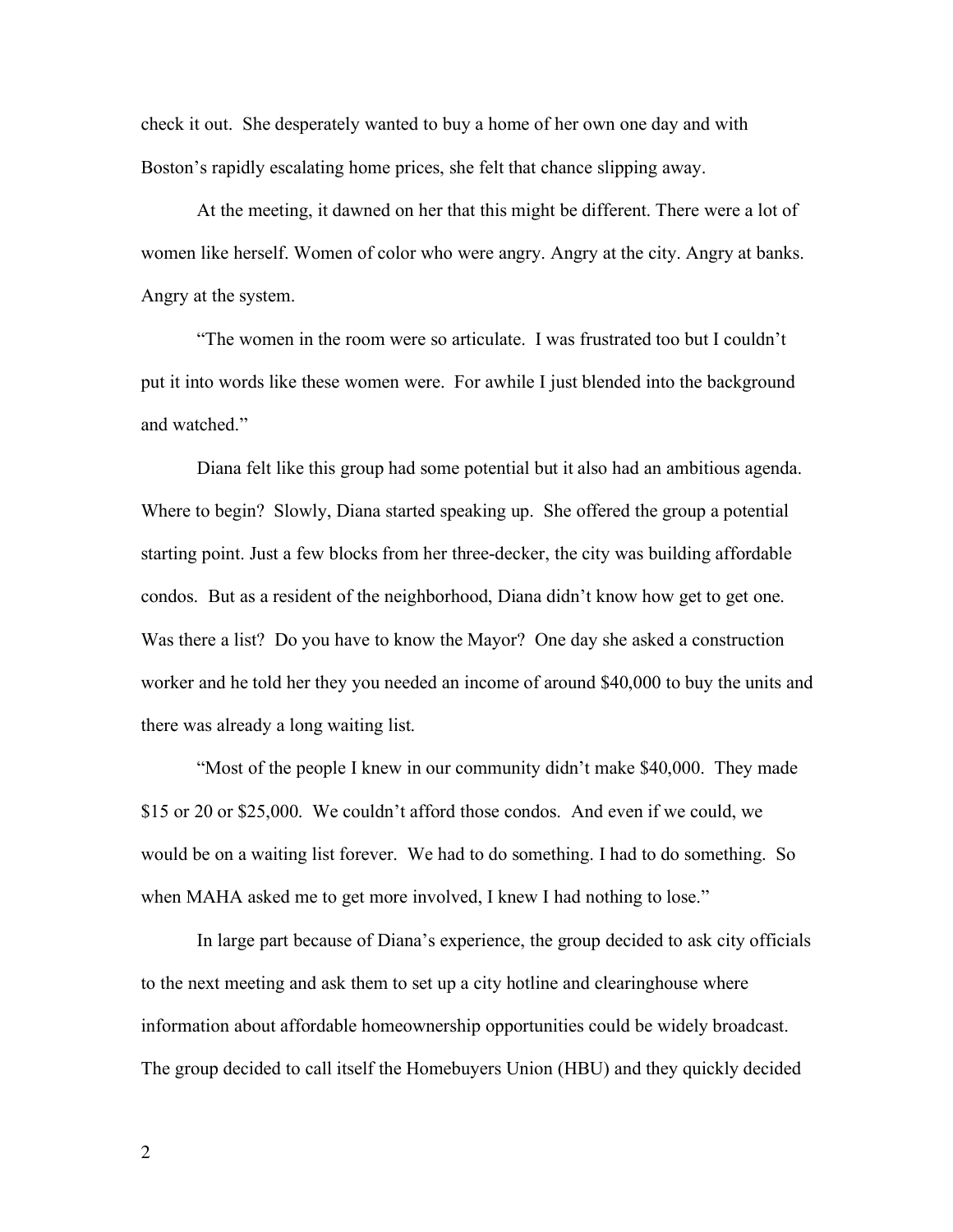check it out. She desperately wanted to buy a home of her own one day and with Boston's rapidly escalating home prices, she felt that chance slipping away.

At the meeting, it dawned on her that this might be different. There were a lot of women like herself. Women of color who were angry. Angry at the city. Angry at banks. Angry at the system.

"The women in the room were so articulate. I was frustrated too but I couldn't put it into words like these women were. For awhile I just blended into the background and watched."

Diana felt like this group had some potential but it also had an ambitious agenda. Where to begin? Slowly, Diana started speaking up. She offered the group a potential starting point. Just a few blocks from her three-decker, the city was building affordable condos. But as a resident of the neighborhood, Diana didn't know how get to get one. Was there a list? Do you have to know the Mayor? One day she asked a construction worker and he told her they you needed an income of around $40,000 to buy the units and there was already a long waiting list.

"Most of the people I knew in our community didn't make $40,000. They made $15 or 20 or $25,000. We couldn't afford those condos. And even if we could, we would be on a waiting list forever. We had to do something. I had to do something. So when MAHA asked me to get more involved, I knew I had nothing to lose."

In large part because of Diana's experience, the group decided to ask city officials to the next meeting and ask them to set up a city hotline and clearinghouse where information about affordable homeownership opportunities could be widely broadcast. The group decided to call itself the Homebuyers Union (HBU) and they quickly decided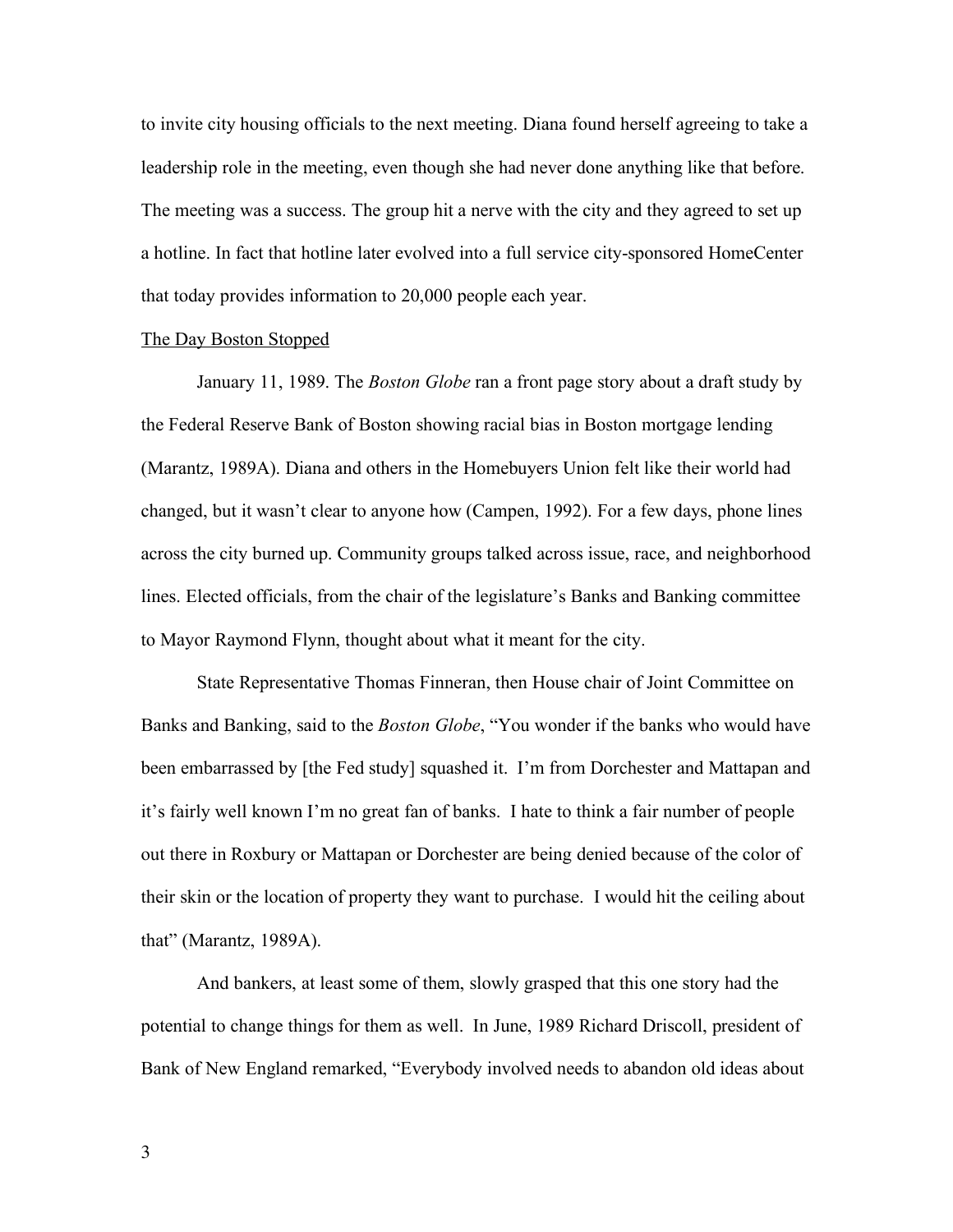to invite city housing officials to the next meeting. Diana found herself agreeing to take a leadership role in the meeting, even though she had never done anything like that before. The meeting was a success. The group hit a nerve with the city and they agreed to set up a hotline. In fact that hotline later evolved into a full service city-sponsored HomeCenter that today provides information to 20,000 people each year.

## The Day Boston Stopped

January 11, 1989. The *Boston Globe* ran a front page story about a draft study by the Federal Reserve Bank of Boston showing racial bias in Boston mortgage lending (Marantz, 1989A). Diana and others in the Homebuyers Union felt like their world had changed, but it wasn't clear to anyone how (Campen, 1992). For a few days, phone lines across the city burned up. Community groups talked across issue, race, and neighborhood lines. Elected officials, from the chair of the legislature's Banks and Banking committee to Mayor Raymond Flynn, thought about what it meant for the city.

State Representative Thomas Finneran, then House chair of Joint Committee on Banks and Banking, said to the *Boston Globe*, "You wonder if the banks who would have been embarrassed by [the Fed study] squashed it. I'm from Dorchester and Mattapan and it's fairly well known I'm no great fan of banks. I hate to think a fair number of people out there in Roxbury or Mattapan or Dorchester are being denied because of the color of their skin or the location of property they want to purchase. I would hit the ceiling about that" (Marantz, 1989A).

And bankers, at least some of them, slowly grasped that this one story had the potential to change things for them as well. In June, 1989 Richard Driscoll, president of Bank of New England remarked, "Everybody involved needs to abandon old ideas about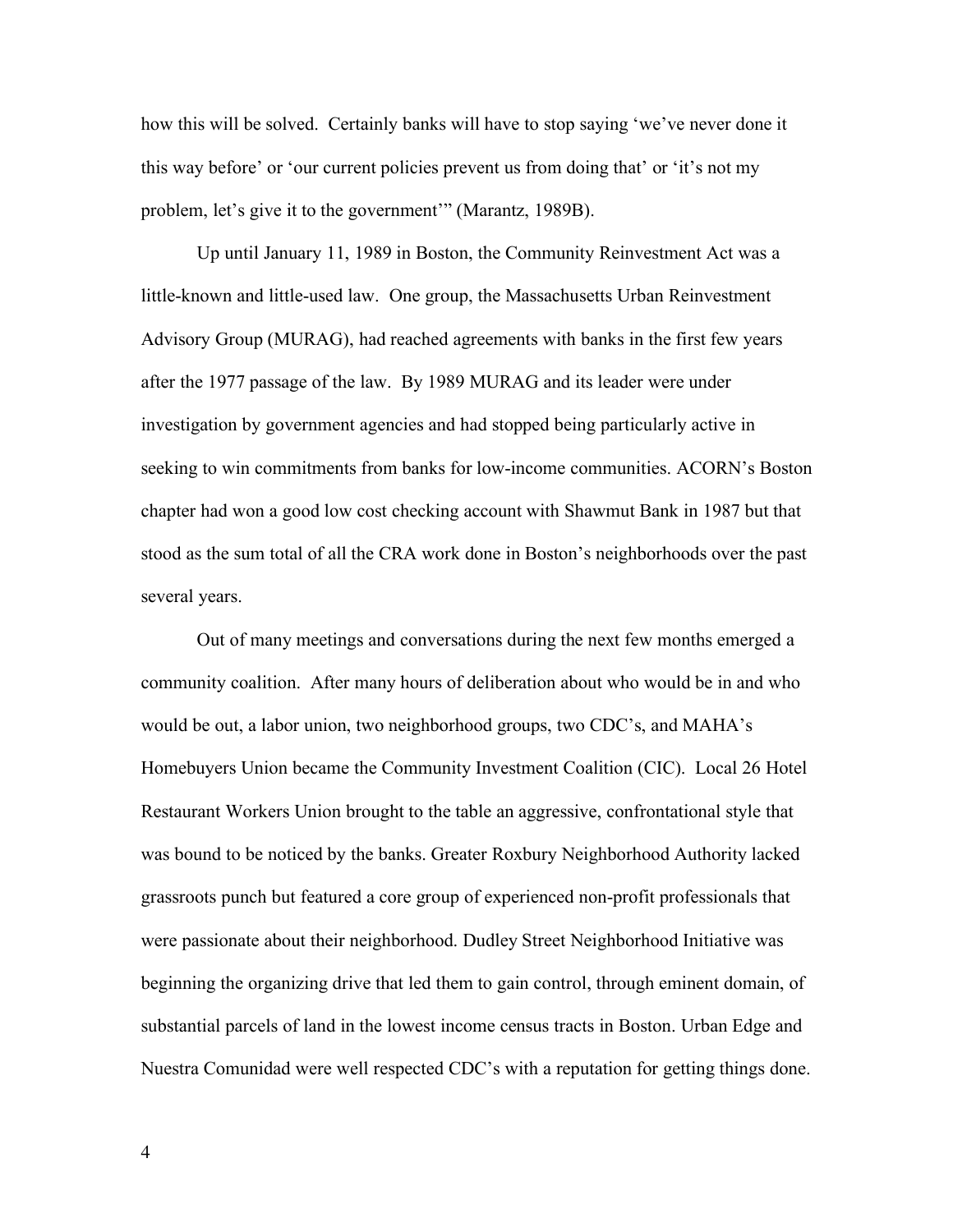how this will be solved. Certainly banks will have to stop saying 'we've never done it this way before' or 'our current policies prevent us from doing that' or 'it's not my problem, let's give it to the government'" (Marantz, 1989B).

Up until January 11, 1989 in Boston, the Community Reinvestment Act was a little-known and little-used law. One group, the Massachusetts Urban Reinvestment Advisory Group (MURAG), had reached agreements with banks in the first few years after the 1977 passage of the law. By 1989 MURAG and its leader were under investigation by government agencies and had stopped being particularly active in seeking to win commitments from banks for low-income communities. ACORN's Boston chapter had won a good low cost checking account with Shawmut Bank in 1987 but that stood as the sum total of all the CRA work done in Boston's neighborhoods over the past several years.

Out of many meetings and conversations during the next few months emerged a community coalition. After many hours of deliberation about who would be in and who would be out, a labor union, two neighborhood groups, two CDC's, and MAHA's Homebuyers Union became the Community Investment Coalition (CIC). Local 26 Hotel Restaurant Workers Union brought to the table an aggressive, confrontational style that was bound to be noticed by the banks. Greater Roxbury Neighborhood Authority lacked grassroots punch but featured a core group of experienced non-profit professionals that were passionate about their neighborhood. Dudley Street Neighborhood Initiative was beginning the organizing drive that led them to gain control, through eminent domain, of substantial parcels of land in the lowest income census tracts in Boston. Urban Edge and Nuestra Comunidad were well respected CDC's with a reputation for getting things done.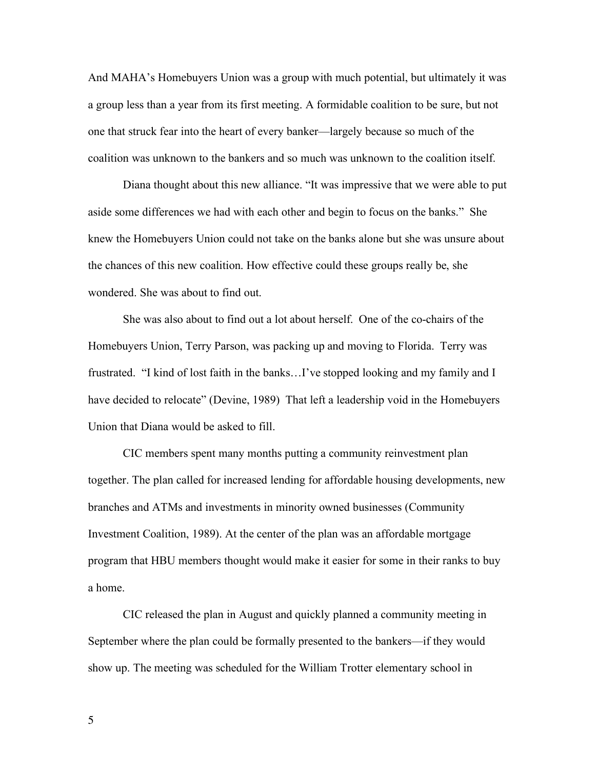And MAHA's Homebuyers Union was a group with much potential, but ultimately it was a group less than a year from its first meeting. A formidable coalition to be sure, but not one that struck fear into the heart of every banker—largely because so much of the coalition was unknown to the bankers and so much was unknown to the coalition itself.

Diana thought about this new alliance. "It was impressive that we were able to put aside some differences we had with each other and begin to focus on the banks." She knew the Homebuyers Union could not take on the banks alone but she was unsure about the chances of this new coalition. How effective could these groups really be, she wondered. She was about to find out.

She was also about to find out a lot about herself. One of the co-chairs of the Homebuyers Union, Terry Parson, was packing up and moving to Florida. Terry was frustrated. "I kind of lost faith in the banks…I've stopped looking and my family and I have decided to relocate" (Devine, 1989) That left a leadership void in the Homebuyers Union that Diana would be asked to fill.

CIC members spent many months putting a community reinvestment plan together. The plan called for increased lending for affordable housing developments, new branches and ATMs and investments in minority owned businesses (Community Investment Coalition, 1989). At the center of the plan was an affordable mortgage program that HBU members thought would make it easier for some in their ranks to buy a home.

CIC released the plan in August and quickly planned a community meeting in September where the plan could be formally presented to the bankers—if they would show up. The meeting was scheduled for the William Trotter elementary school in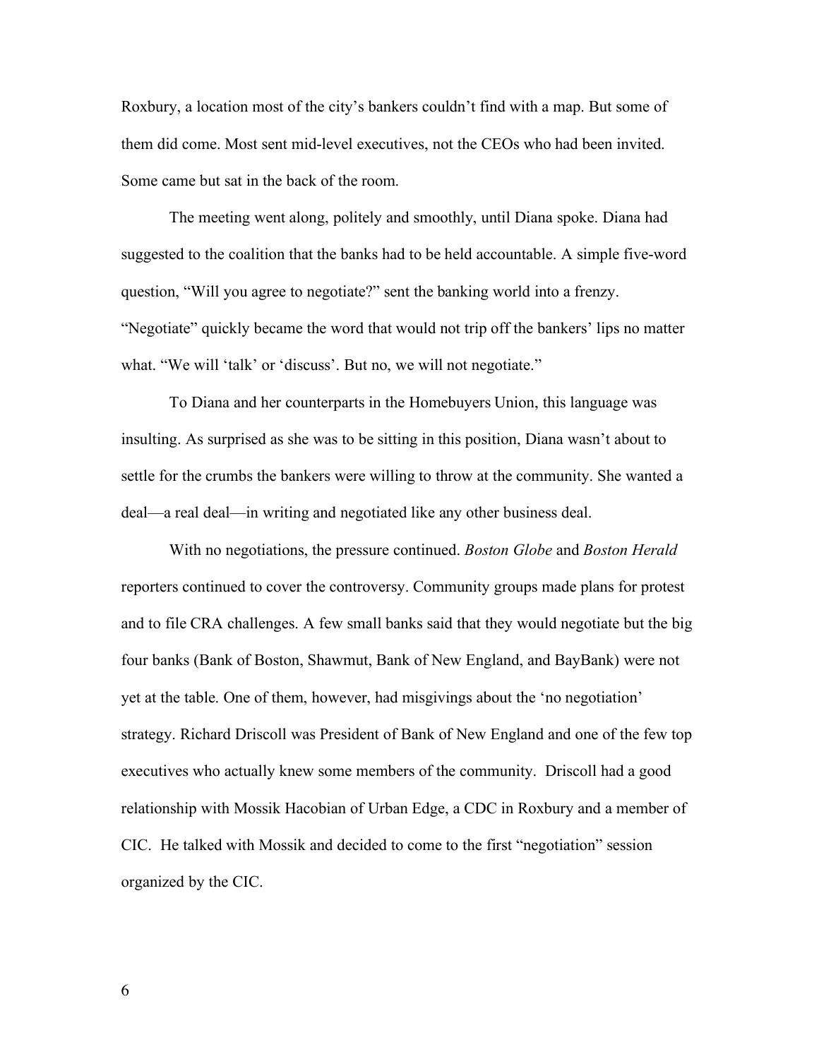Roxbury, a location most of the city's bankers couldn't find with a map. But some of them did come. Most sent mid-level executives, not the CEOs who had been invited. Some came but sat in the back of the room.

The meeting went along, politely and smoothly, until Diana spoke. Diana had suggested to the coalition that the banks had to be held accountable. A simple five-word question, "Will you agree to negotiate?" sent the banking world into a frenzy. "Negotiate" quickly became the word that would not trip off the bankers' lips no matter what. "We will 'talk' or 'discuss'. But no, we will not negotiate."

To Diana and her counterparts in the Homebuyers Union, this language was insulting. As surprised as she was to be sitting in this position, Diana wasn't about to settle for the crumbs the bankers were willing to throw at the community. She wanted a deal—a real deal—in writing and negotiated like any other business deal.

With no negotiations, the pressure continued. *Boston Globe* and *Boston Herald* reporters continued to cover the controversy. Community groups made plans for protest and to file CRA challenges. A few small banks said that they would negotiate but the big four banks (Bank of Boston, Shawmut, Bank of New England, and BayBank) were not yet at the table. One of them, however, had misgivings about the 'no negotiation' strategy. Richard Driscoll was President of Bank of New England and one of the few top executives who actually knew some members of the community. Driscoll had a good relationship with Mossik Hacobian of Urban Edge, a CDC in Roxbury and a member of CIC. He talked with Mossik and decided to come to the first "negotiation" session organized by the CIC.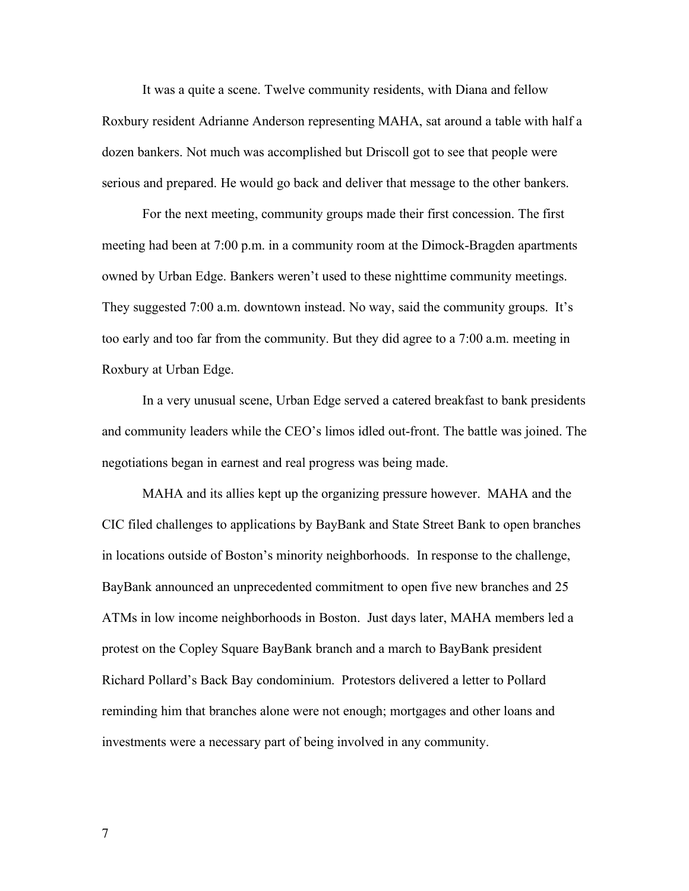It was a quite a scene. Twelve community residents, with Diana and fellow Roxbury resident Adrianne Anderson representing MAHA, sat around a table with half a dozen bankers. Not much was accomplished but Driscoll got to see that people were serious and prepared. He would go back and deliver that message to the other bankers.

For the next meeting, community groups made their first concession. The first meeting had been at 7:00 p.m. in a community room at the Dimock-Bragden apartments owned by Urban Edge. Bankers weren't used to these nighttime community meetings. They suggested 7:00 a.m. downtown instead. No way, said the community groups. It's too early and too far from the community. But they did agree to a 7:00 a.m. meeting in Roxbury at Urban Edge.

In a very unusual scene, Urban Edge served a catered breakfast to bank presidents and community leaders while the CEO's limos idled out-front. The battle was joined. The negotiations began in earnest and real progress was being made.

MAHA and its allies kept up the organizing pressure however. MAHA and the CIC filed challenges to applications by BayBank and State Street Bank to open branches in locations outside of Boston's minority neighborhoods. In response to the challenge, BayBank announced an unprecedented commitment to open five new branches and 25 ATMs in low income neighborhoods in Boston. Just days later, MAHA members led a protest on the Copley Square BayBank branch and a march to BayBank president Richard Pollard's Back Bay condominium. Protestors delivered a letter to Pollard reminding him that branches alone were not enough; mortgages and other loans and investments were a necessary part of being involved in any community.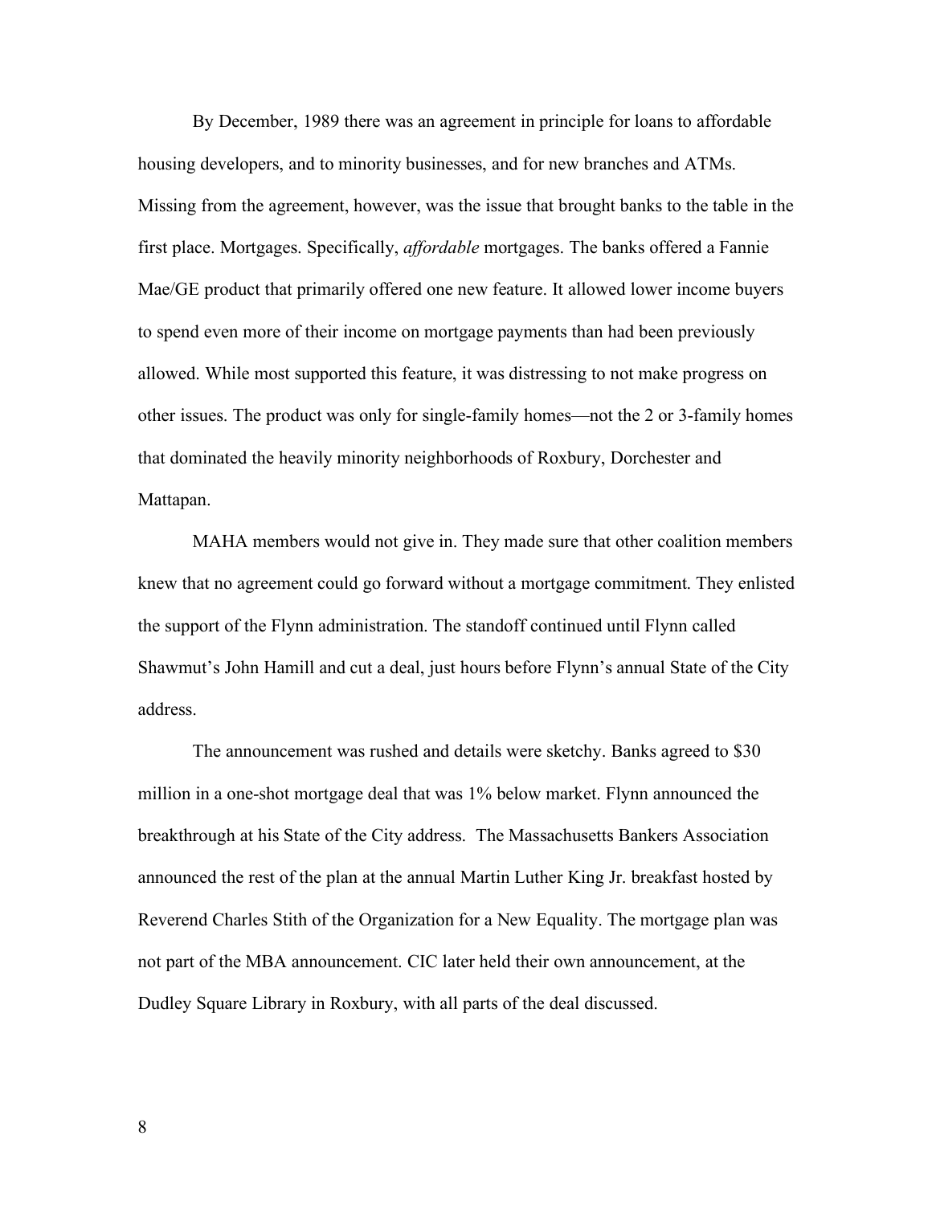By December, 1989 there was an agreement in principle for loans to affordable housing developers, and to minority businesses, and for new branches and ATMs. Missing from the agreement, however, was the issue that brought banks to the table in the first place. Mortgages. Specifically, *affordable* mortgages. The banks offered a Fannie Mae/GE product that primarily offered one new feature. It allowed lower income buyers to spend even more of their income on mortgage payments than had been previously allowed. While most supported this feature, it was distressing to not make progress on other issues. The product was only for single-family homes—not the 2 or 3-family homes that dominated the heavily minority neighborhoods of Roxbury, Dorchester and Mattapan.

MAHA members would not give in. They made sure that other coalition members knew that no agreement could go forward without a mortgage commitment. They enlisted the support of the Flynn administration. The standoff continued until Flynn called Shawmut's John Hamill and cut a deal, just hours before Flynn's annual State of the City address.

The announcement was rushed and details were sketchy. Banks agreed to $30 million in a one-shot mortgage deal that was 1% below market. Flynn announced the breakthrough at his State of the City address. The Massachusetts Bankers Association announced the rest of the plan at the annual Martin Luther King Jr. breakfast hosted by Reverend Charles Stith of the Organization for a New Equality. The mortgage plan was not part of the MBA announcement. CIC later held their own announcement, at the Dudley Square Library in Roxbury, with all parts of the deal discussed.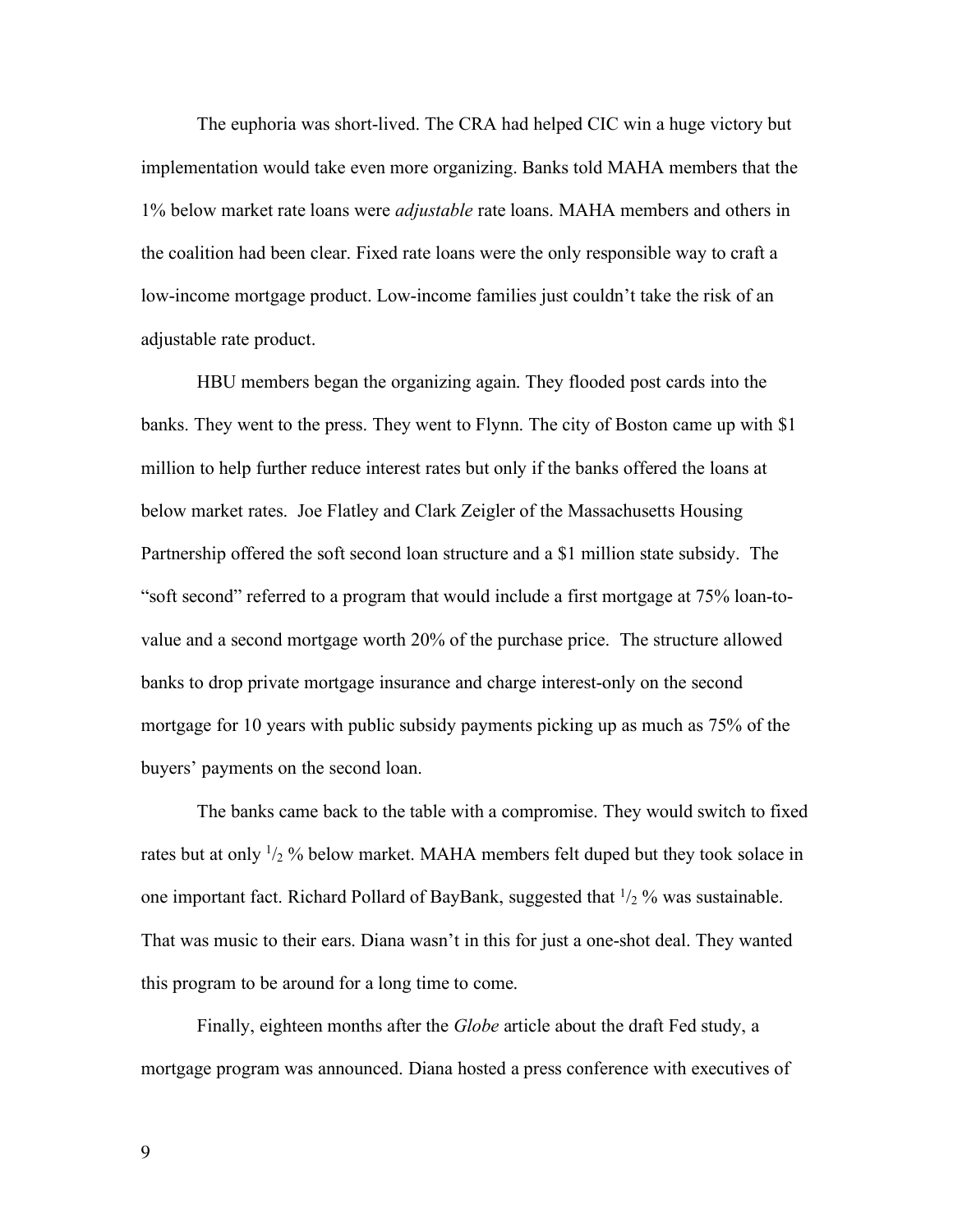The euphoria was short-lived. The CRA had helped CIC win a huge victory but implementation would take even more organizing. Banks told MAHA members that the 1% below market rate loans were *adjustable* rate loans. MAHA members and others in the coalition had been clear. Fixed rate loans were the only responsible way to craft a low-income mortgage product. Low-income families just couldn't take the risk of an adjustable rate product.

HBU members began the organizing again. They flooded post cards into the banks. They went to the press. They went to Flynn. The city of Boston came up with $1 million to help further reduce interest rates but only if the banks offered the loans at below market rates. Joe Flatley and Clark Zeigler of the Massachusetts Housing Partnership offered the soft second loan structure and a $1 million state subsidy. The "soft second" referred to a program that would include a first mortgage at 75% loan-to-value and a second mortgage worth 20% of the purchase price. The structure allowed banks to drop private mortgage insurance and charge interest-only on the second mortgage for 10 years with public subsidy payments picking up as much as 75% of the buyers' payments on the second loan.

The banks came back to the table with a compromise. They would switch to fixed rates but at only 1/2 % below market. MAHA members felt duped but they took solace in one important fact. Richard Pollard of BayBank, suggested that 1/2 % was sustainable. That was music to their ears. Diana wasn't in this for just a one-shot deal. They wanted this program to be around for a long time to come.

Finally, eighteen months after the *Globe* article about the draft Fed study, a mortgage program was announced. Diana hosted a press conference with executives of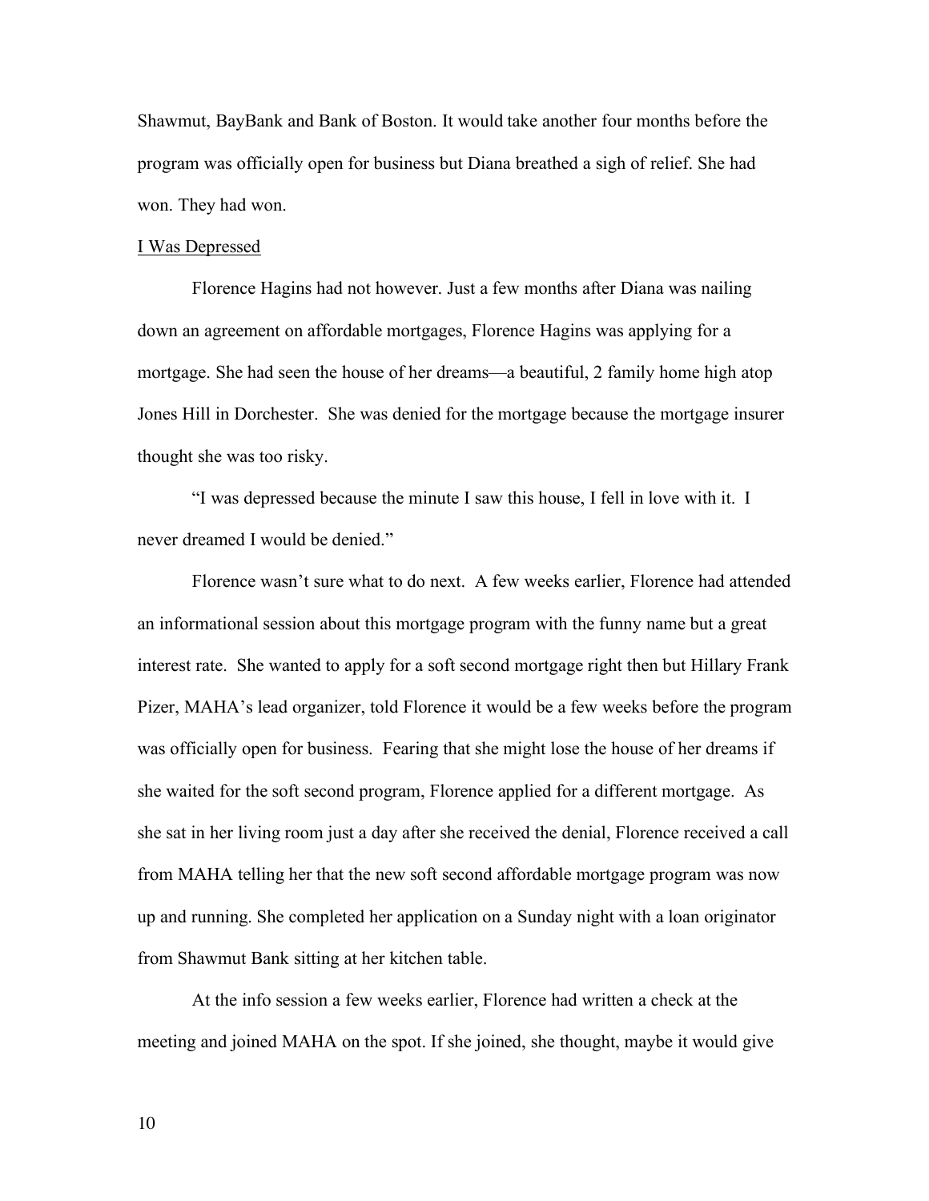Shawmut, BayBank and Bank of Boston. It would take another four months before the program was officially open for business but Diana breathed a sigh of relief. She had won. They had won.

## I Was Depressed

Florence Hagins had not however. Just a few months after Diana was nailing down an agreement on affordable mortgages, Florence Hagins was applying for a mortgage. She had seen the house of her dreams—a beautiful, 2 family home high atop Jones Hill in Dorchester. She was denied for the mortgage because the mortgage insurer thought she was too risky.

"I was depressed because the minute I saw this house, I fell in love with it. I never dreamed I would be denied."

Florence wasn't sure what to do next. A few weeks earlier, Florence had attended an informational session about this mortgage program with the funny name but a great interest rate. She wanted to apply for a soft second mortgage right then but Hillary Frank Pizer, MAHA's lead organizer, told Florence it would be a few weeks before the program was officially open for business. Fearing that she might lose the house of her dreams if she waited for the soft second program, Florence applied for a different mortgage. As she sat in her living room just a day after she received the denial, Florence received a call from MAHA telling her that the new soft second affordable mortgage program was now up and running. She completed her application on a Sunday night with a loan originator from Shawmut Bank sitting at her kitchen table.

At the info session a few weeks earlier, Florence had written a check at the meeting and joined MAHA on the spot. If she joined, she thought, maybe it would give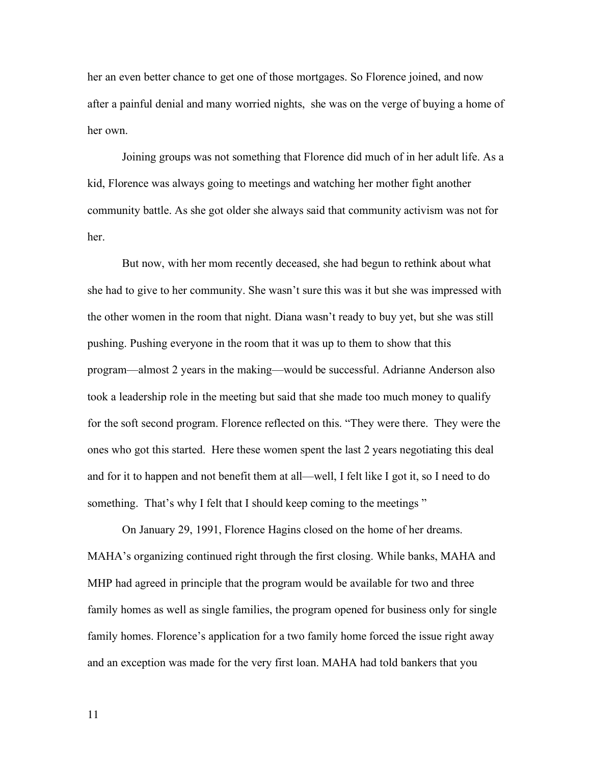her an even better chance to get one of those mortgages. So Florence joined, and now after a painful denial and many worried nights, she was on the verge of buying a home of her own.

Joining groups was not something that Florence did much of in her adult life. As a kid, Florence was always going to meetings and watching her mother fight another community battle. As she got older she always said that community activism was not for her.

But now, with her mom recently deceased, she had begun to rethink about what she had to give to her community. She wasn't sure this was it but she was impressed with the other women in the room that night. Diana wasn't ready to buy yet, but she was still pushing. Pushing everyone in the room that it was up to them to show that this program—almost 2 years in the making—would be successful. Adrianne Anderson also took a leadership role in the meeting but said that she made too much money to qualify for the soft second program. Florence reflected on this. "They were there. They were the ones who got this started. Here these women spent the last 2 years negotiating this deal and for it to happen and not benefit them at all—well, I felt like I got it, so I need to do something. That's why I felt that I should keep coming to the meetings "

On January 29, 1991, Florence Hagins closed on the home of her dreams. MAHA's organizing continued right through the first closing. While banks, MAHA and MHP had agreed in principle that the program would be available for two and three family homes as well as single families, the program opened for business only for single family homes. Florence's application for a two family home forced the issue right away and an exception was made for the very first loan. MAHA had told bankers that you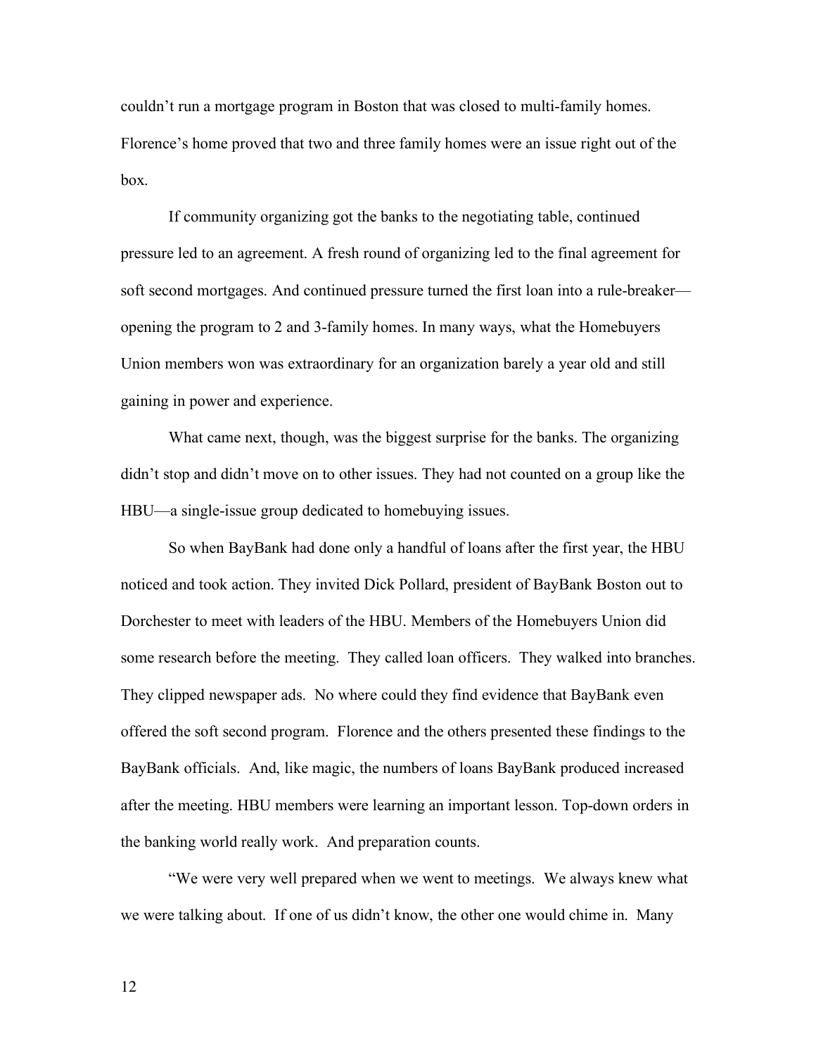couldn't run a mortgage program in Boston that was closed to multi-family homes. Florence's home proved that two and three family homes were an issue right out of the box.

If community organizing got the banks to the negotiating table, continued pressure led to an agreement. A fresh round of organizing led to the final agreement for soft second mortgages. And continued pressure turned the first loan into a rule-breaker—opening the program to 2 and 3-family homes. In many ways, what the Homebuyers Union members won was extraordinary for an organization barely a year old and still gaining in power and experience.

What came next, though, was the biggest surprise for the banks. The organizing didn't stop and didn't move on to other issues. They had not counted on a group like the HBU—a single-issue group dedicated to homebuying issues.

So when BayBank had done only a handful of loans after the first year, the HBU noticed and took action. They invited Dick Pollard, president of BayBank Boston out to Dorchester to meet with leaders of the HBU. Members of the Homebuyers Union did some research before the meeting. They called loan officers. They walked into branches. They clipped newspaper ads. No where could they find evidence that BayBank even offered the soft second program. Florence and the others presented these findings to the BayBank officials. And, like magic, the numbers of loans BayBank produced increased after the meeting. HBU members were learning an important lesson. Top-down orders in the banking world really work. And preparation counts.

"We were very well prepared when we went to meetings. We always knew what we were talking about. If one of us didn't know, the other one would chime in. Many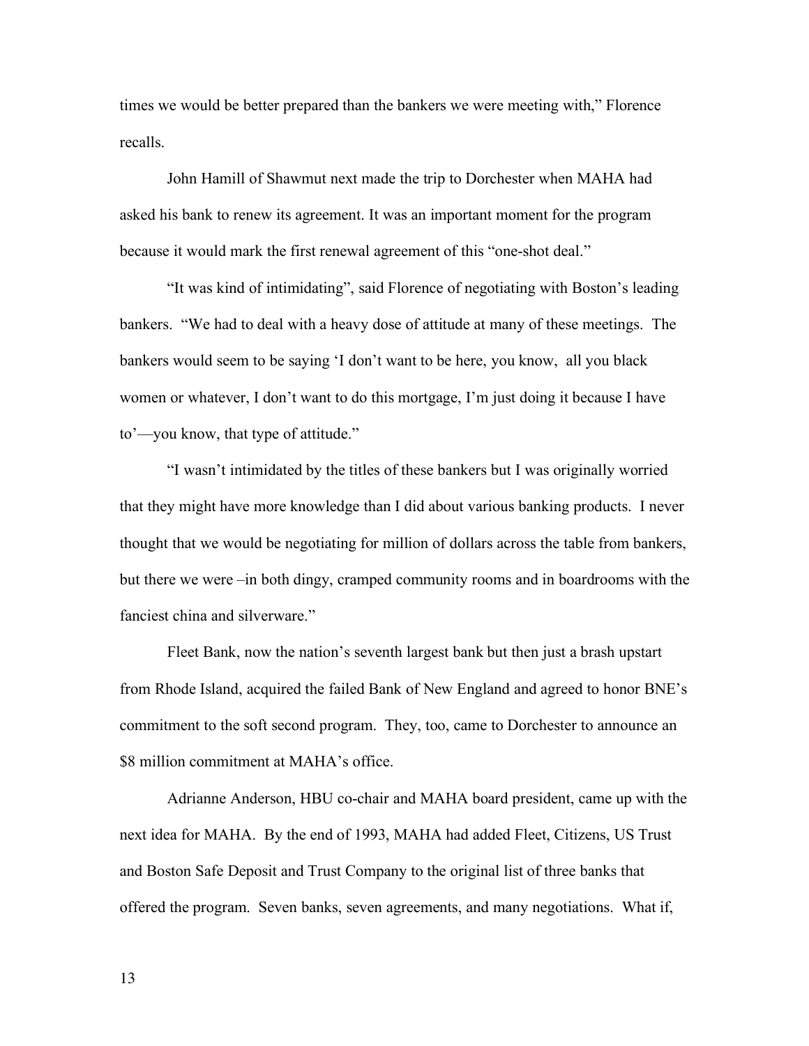times we would be better prepared than the bankers we were meeting with," Florence recalls.

John Hamill of Shawmut next made the trip to Dorchester when MAHA had asked his bank to renew its agreement. It was an important moment for the program because it would mark the first renewal agreement of this "one-shot deal."

"It was kind of intimidating", said Florence of negotiating with Boston's leading bankers. "We had to deal with a heavy dose of attitude at many of these meetings. The bankers would seem to be saying 'I don't want to be here, you know, all you black women or whatever, I don't want to do this mortgage, I'm just doing it because I have to'—you know, that type of attitude."

"I wasn't intimidated by the titles of these bankers but I was originally worried that they might have more knowledge than I did about various banking products. I never thought that we would be negotiating for million of dollars across the table from bankers, but there we were –in both dingy, cramped community rooms and in boardrooms with the fanciest china and silverware."

Fleet Bank, now the nation's seventh largest bank but then just a brash upstart from Rhode Island, acquired the failed Bank of New England and agreed to honor BNE's commitment to the soft second program. They, too, came to Dorchester to announce an $8 million commitment at MAHA's office.

Adrianne Anderson, HBU co-chair and MAHA board president, came up with the next idea for MAHA. By the end of 1993, MAHA had added Fleet, Citizens, US Trust and Boston Safe Deposit and Trust Company to the original list of three banks that offered the program. Seven banks, seven agreements, and many negotiations. What if,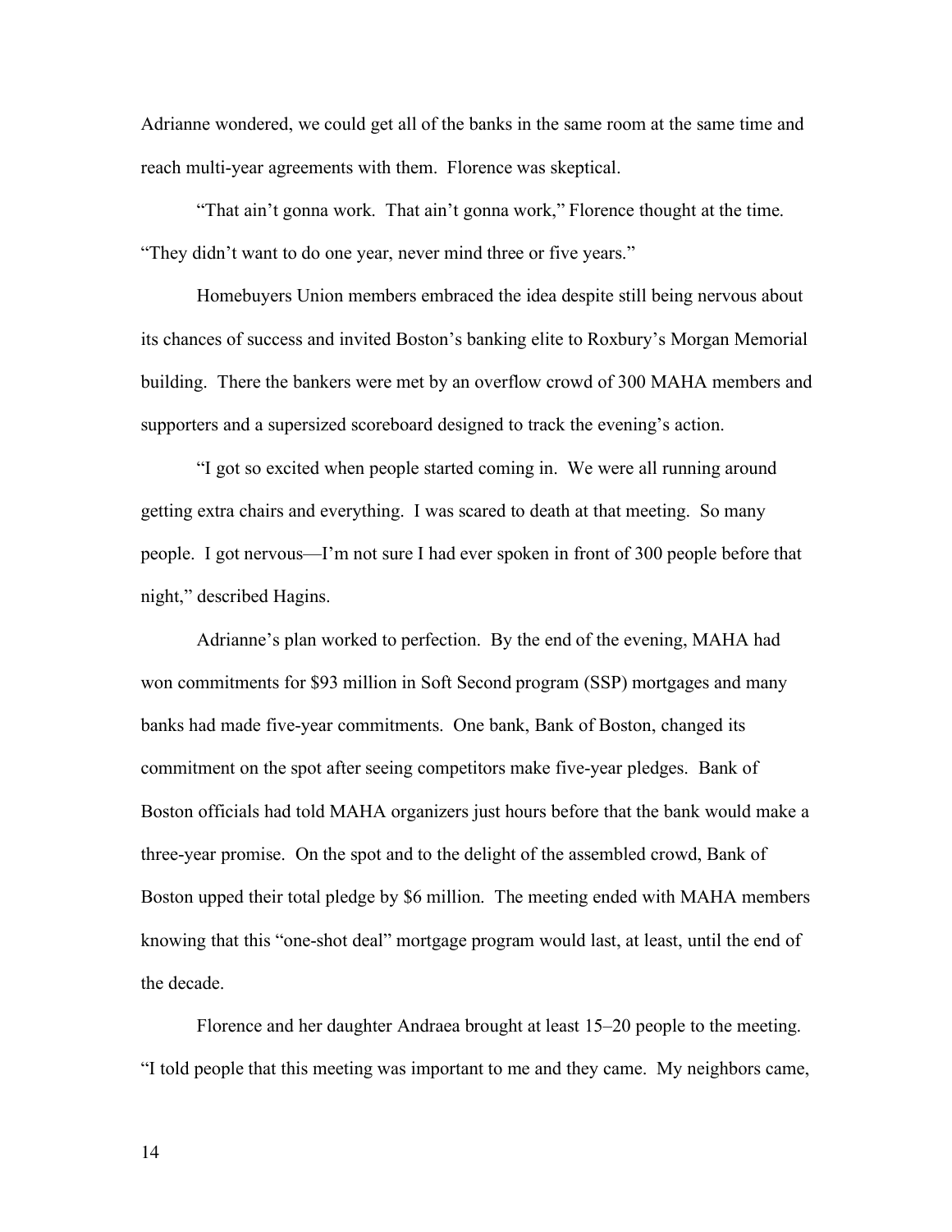Adrianne wondered, we could get all of the banks in the same room at the same time and reach multi-year agreements with them. Florence was skeptical.

"That ain't gonna work. That ain't gonna work," Florence thought at the time. "They didn't want to do one year, never mind three or five years."

Homebuyers Union members embraced the idea despite still being nervous about its chances of success and invited Boston's banking elite to Roxbury's Morgan Memorial building. There the bankers were met by an overflow crowd of 300 MAHA members and supporters and a supersized scoreboard designed to track the evening's action.

"I got so excited when people started coming in. We were all running around getting extra chairs and everything. I was scared to death at that meeting. So many people. I got nervous—I'm not sure I had ever spoken in front of 300 people before that night," described Hagins.

Adrianne's plan worked to perfection. By the end of the evening, MAHA had won commitments for $93 million in Soft Second program (SSP) mortgages and many banks had made five-year commitments. One bank, Bank of Boston, changed its commitment on the spot after seeing competitors make five-year pledges. Bank of Boston officials had told MAHA organizers just hours before that the bank would make a three-year promise. On the spot and to the delight of the assembled crowd, Bank of Boston upped their total pledge by $6 million. The meeting ended with MAHA members knowing that this "one-shot deal" mortgage program would last, at least, until the end of the decade.

Florence and her daughter Andraea brought at least 15–20 people to the meeting. "I told people that this meeting was important to me and they came. My neighbors came,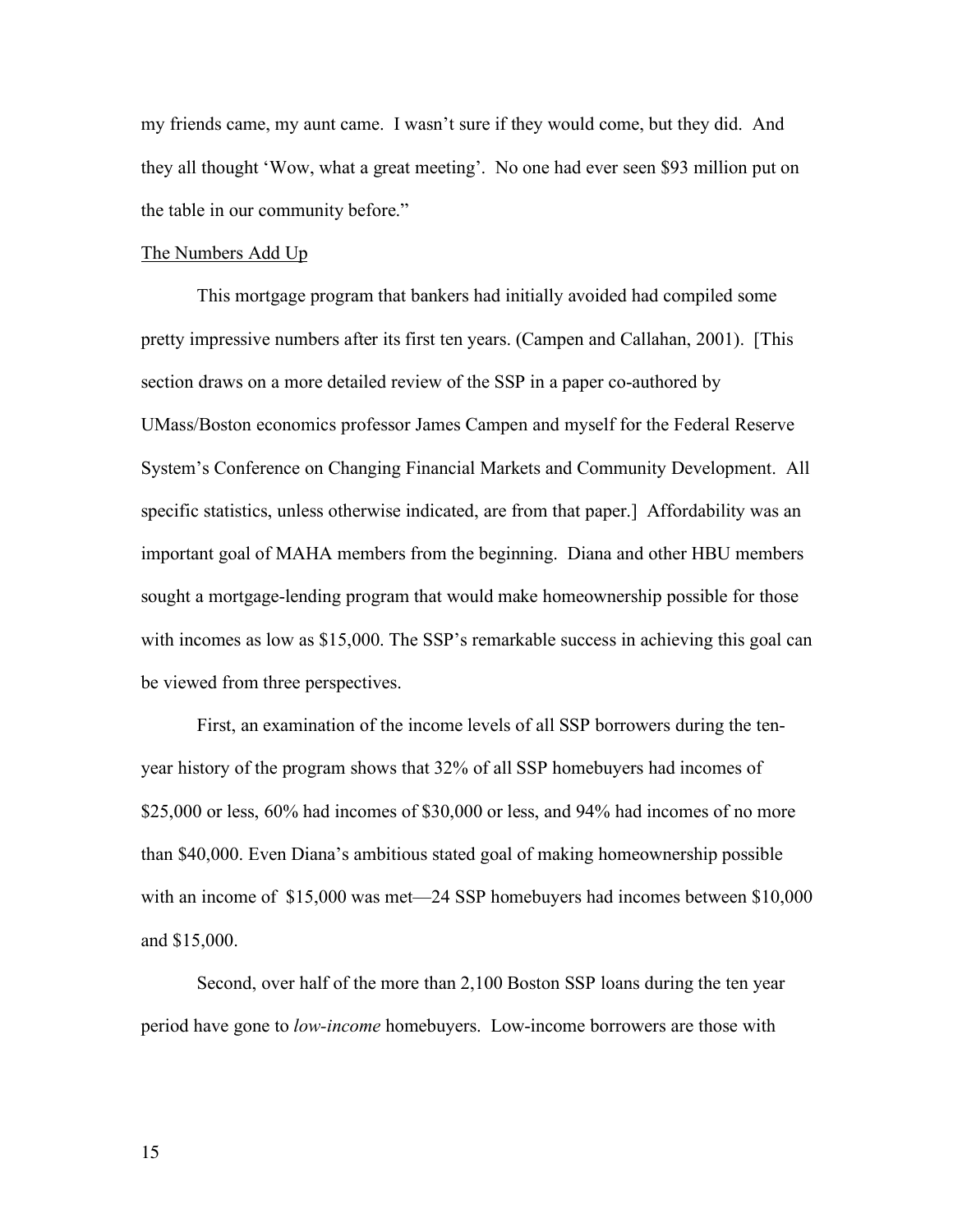my friends came, my aunt came. I wasn't sure if they would come, but they did. And they all thought 'Wow, what a great meeting'. No one had ever seen $93 million put on the table in our community before."

<u>The Numbers Add Up</u>

This mortgage program that bankers had initially avoided had compiled some pretty impressive numbers after its first ten years. (Campen and Callahan, 2001). [This section draws on a more detailed review of the SSP in a paper co-authored by UMass/Boston economics professor James Campen and myself for the Federal Reserve System's Conference on Changing Financial Markets and Community Development. All specific statistics, unless otherwise indicated, are from that paper.] Affordability was an important goal of MAHA members from the beginning. Diana and other HBU members sought a mortgage-lending program that would make homeownership possible for those with incomes as low as $15,000. The SSP's remarkable success in achieving this goal can be viewed from three perspectives.

First, an examination of the income levels of all SSP borrowers during the ten-year history of the program shows that 32% of all SSP homebuyers had incomes of $25,000 or less, 60% had incomes of $30,000 or less, and 94% had incomes of no more than $40,000. Even Diana's ambitious stated goal of making homeownership possible with an income of $15,000 was met—24 SSP homebuyers had incomes between $10,000 and $15,000.

Second, over half of the more than 2,100 Boston SSP loans during the ten year period have gone to *low-income* homebuyers. Low-income borrowers are those with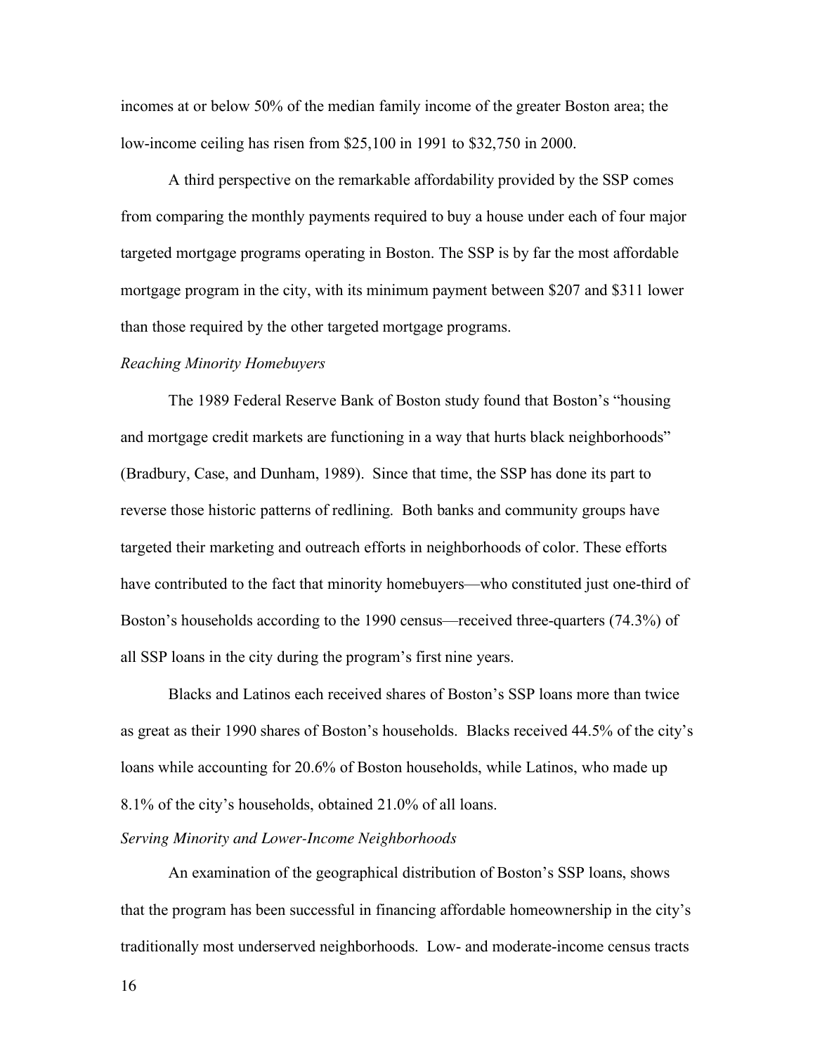incomes at or below 50% of the median family income of the greater Boston area; the low-income ceiling has risen from $25,100 in 1991 to $32,750 in 2000.

A third perspective on the remarkable affordability provided by the SSP comes from comparing the monthly payments required to buy a house under each of four major targeted mortgage programs operating in Boston. The SSP is by far the most affordable mortgage program in the city, with its minimum payment between $207 and $311 lower than those required by the other targeted mortgage programs.

*Reaching Minority Homebuyers*

The 1989 Federal Reserve Bank of Boston study found that Boston's "housing and mortgage credit markets are functioning in a way that hurts black neighborhoods" (Bradbury, Case, and Dunham, 1989). Since that time, the SSP has done its part to reverse those historic patterns of redlining. Both banks and community groups have targeted their marketing and outreach efforts in neighborhoods of color. These efforts have contributed to the fact that minority homebuyers—who constituted just one-third of Boston's households according to the 1990 census—received three-quarters (74.3%) of all SSP loans in the city during the program's first nine years.

Blacks and Latinos each received shares of Boston's SSP loans more than twice as great as their 1990 shares of Boston's households. Blacks received 44.5% of the city's loans while accounting for 20.6% of Boston households, while Latinos, who made up 8.1% of the city's households, obtained 21.0% of all loans.

*Serving Minority and Lower-Income Neighborhoods*

An examination of the geographical distribution of Boston's SSP loans, shows that the program has been successful in financing affordable homeownership in the city's traditionally most underserved neighborhoods. Low- and moderate-income census tracts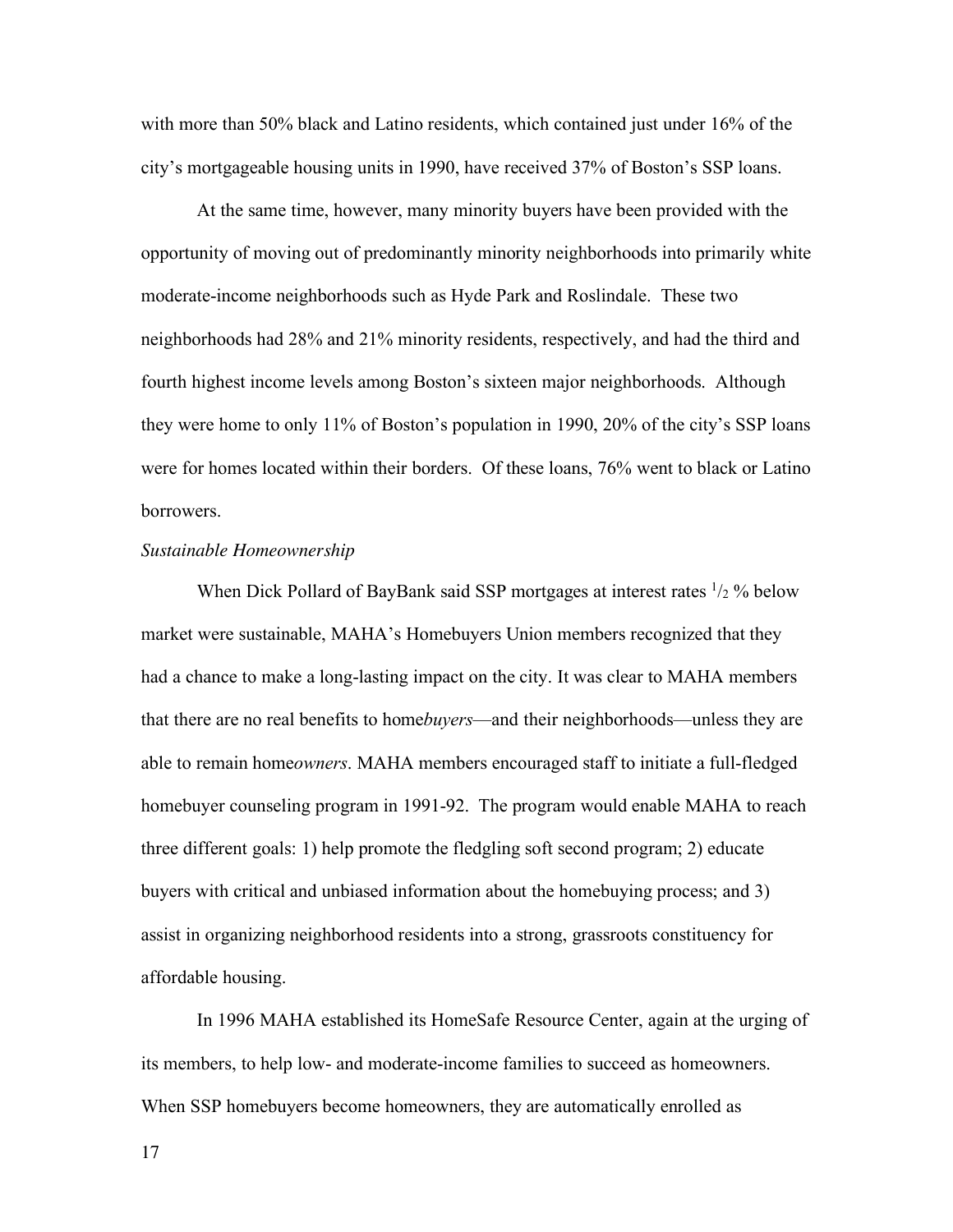with more than 50% black and Latino residents, which contained just under 16% of the city's mortgageable housing units in 1990, have received 37% of Boston's SSP loans.

At the same time, however, many minority buyers have been provided with the opportunity of moving out of predominantly minority neighborhoods into primarily white moderate-income neighborhoods such as Hyde Park and Roslindale. These two neighborhoods had 28% and 21% minority residents, respectively, and had the third and fourth highest income levels among Boston's sixteen major neighborhoods. Although they were home to only 11% of Boston's population in 1990, 20% of the city's SSP loans were for homes located within their borders. Of these loans, 76% went to black or Latino borrowers.

*Sustainable Homeownership*

When Dick Pollard of BayBank said SSP mortgages at interest rates $^{1}/_{2}$ % below market were sustainable, MAHA's Homebuyers Union members recognized that they had a chance to make a long-lasting impact on the city. It was clear to MAHA members that there are no real benefits to home*buyers*—and their neighborhoods—unless they are able to remain home*owners*. MAHA members encouraged staff to initiate a full-fledged homebuyer counseling program in 1991-92. The program would enable MAHA to reach three different goals: 1) help promote the fledgling soft second program; 2) educate buyers with critical and unbiased information about the homebuying process; and 3) assist in organizing neighborhood residents into a strong, grassroots constituency for affordable housing.

In 1996 MAHA established its HomeSafe Resource Center, again at the urging of its members, to help low- and moderate-income families to succeed as homeowners. When SSP homebuyers become homeowners, they are automatically enrolled as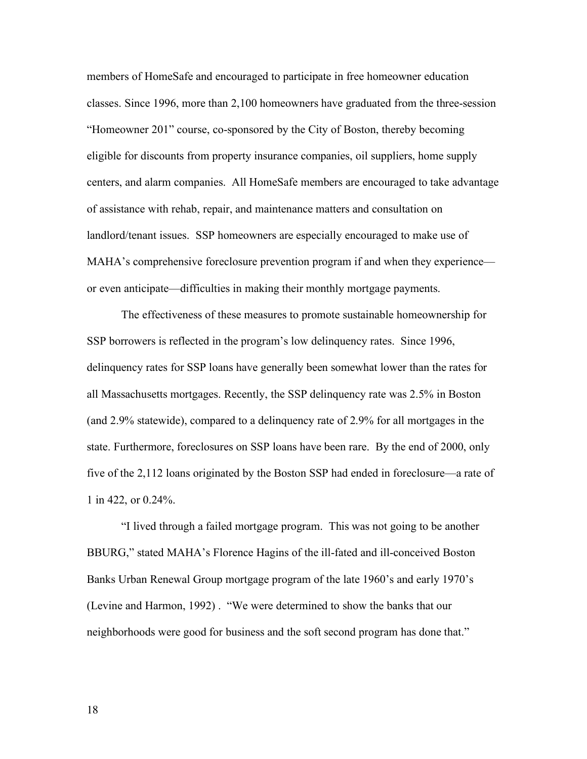members of HomeSafe and encouraged to participate in free homeowner education classes. Since 1996, more than 2,100 homeowners have graduated from the three-session "Homeowner 201" course, co-sponsored by the City of Boston, thereby becoming eligible for discounts from property insurance companies, oil suppliers, home supply centers, and alarm companies. All HomeSafe members are encouraged to take advantage of assistance with rehab, repair, and maintenance matters and consultation on landlord/tenant issues. SSP homeowners are especially encouraged to make use of MAHA's comprehensive foreclosure prevention program if and when they experience—or even anticipate—difficulties in making their monthly mortgage payments.

The effectiveness of these measures to promote sustainable homeownership for SSP borrowers is reflected in the program's low delinquency rates. Since 1996, delinquency rates for SSP loans have generally been somewhat lower than the rates for all Massachusetts mortgages. Recently, the SSP delinquency rate was 2.5% in Boston (and 2.9% statewide), compared to a delinquency rate of 2.9% for all mortgages in the state. Furthermore, foreclosures on SSP loans have been rare. By the end of 2000, only five of the 2,112 loans originated by the Boston SSP had ended in foreclosure—a rate of 1 in 422, or 0.24%.

"I lived through a failed mortgage program. This was not going to be another BBURG," stated MAHA's Florence Hagins of the ill-fated and ill-conceived Boston Banks Urban Renewal Group mortgage program of the late 1960's and early 1970's (Levine and Harmon, 1992) . "We were determined to show the banks that our neighborhoods were good for business and the soft second program has done that."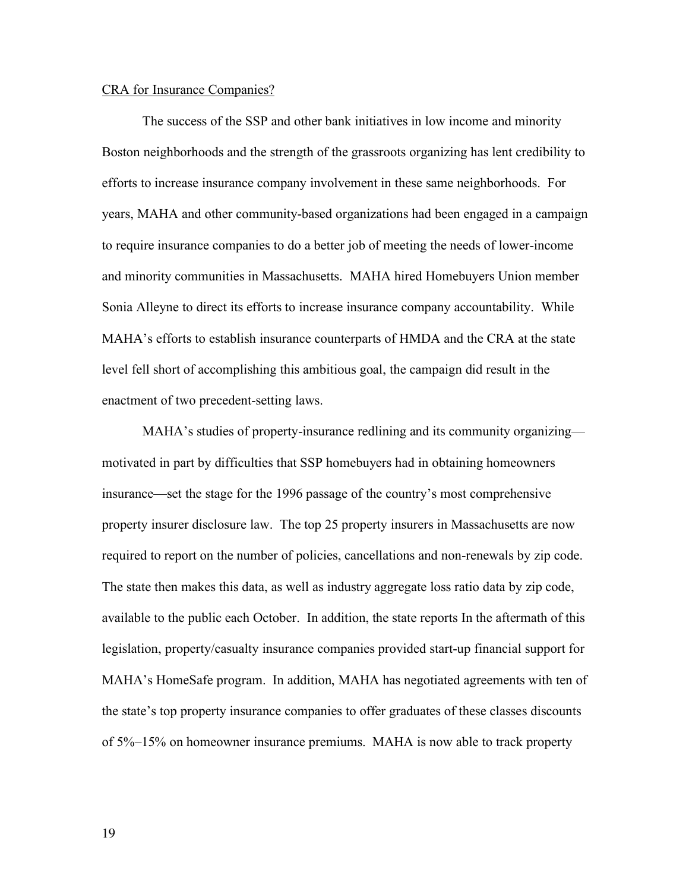CRA for Insurance Companies?

The success of the SSP and other bank initiatives in low income and minority Boston neighborhoods and the strength of the grassroots organizing has lent credibility to efforts to increase insurance company involvement in these same neighborhoods. For years, MAHA and other community-based organizations had been engaged in a campaign to require insurance companies to do a better job of meeting the needs of lower-income and minority communities in Massachusetts. MAHA hired Homebuyers Union member Sonia Alleyne to direct its efforts to increase insurance company accountability. While MAHA's efforts to establish insurance counterparts of HMDA and the CRA at the state level fell short of accomplishing this ambitious goal, the campaign did result in the enactment of two precedent-setting laws.

MAHA's studies of property-insurance redlining and its community organizing—motivated in part by difficulties that SSP homebuyers had in obtaining homeowners insurance—set the stage for the 1996 passage of the country's most comprehensive property insurer disclosure law. The top 25 property insurers in Massachusetts are now required to report on the number of policies, cancellations and non-renewals by zip code. The state then makes this data, as well as industry aggregate loss ratio data by zip code, available to the public each October. In addition, the state reports In the aftermath of this legislation, property/casualty insurance companies provided start-up financial support for MAHA's HomeSafe program. In addition, MAHA has negotiated agreements with ten of the state's top property insurance companies to offer graduates of these classes discounts of 5%–15% on homeowner insurance premiums. MAHA is now able to track property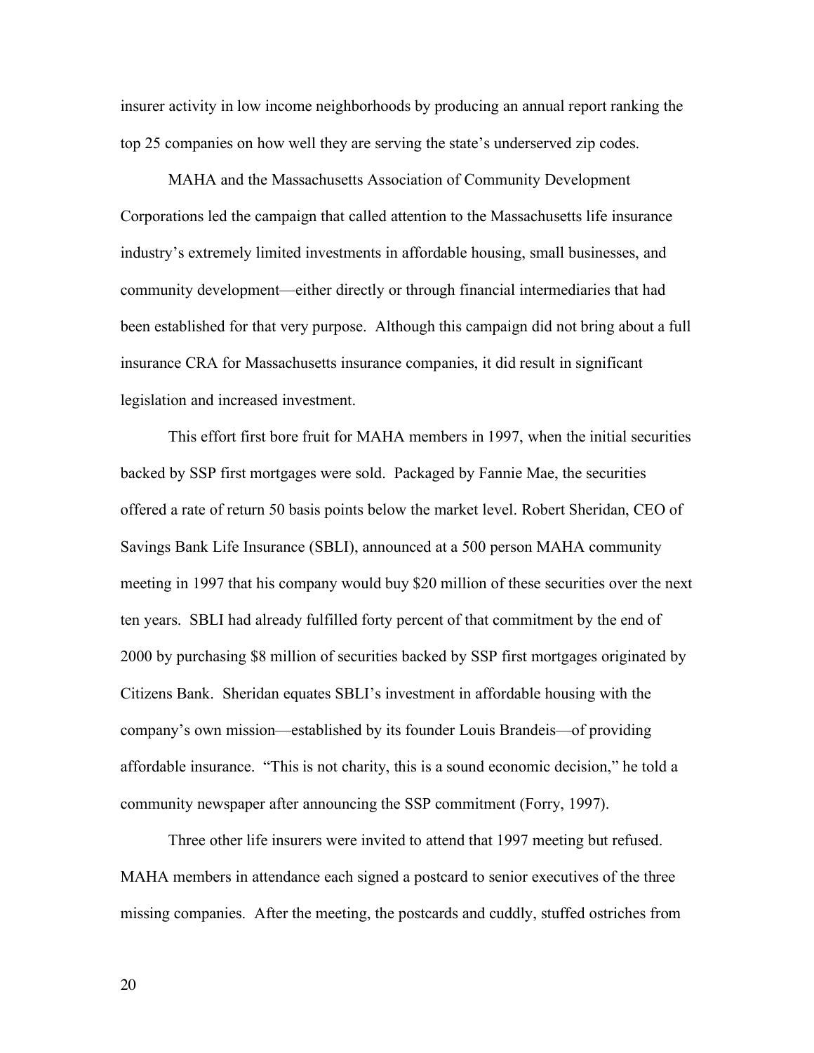insurer activity in low income neighborhoods by producing an annual report ranking the top 25 companies on how well they are serving the state's underserved zip codes.

MAHA and the Massachusetts Association of Community Development Corporations led the campaign that called attention to the Massachusetts life insurance industry's extremely limited investments in affordable housing, small businesses, and community development—either directly or through financial intermediaries that had been established for that very purpose. Although this campaign did not bring about a full insurance CRA for Massachusetts insurance companies, it did result in significant legislation and increased investment.

This effort first bore fruit for MAHA members in 1997, when the initial securities backed by SSP first mortgages were sold. Packaged by Fannie Mae, the securities offered a rate of return 50 basis points below the market level. Robert Sheridan, CEO of Savings Bank Life Insurance (SBLI), announced at a 500 person MAHA community meeting in 1997 that his company would buy $20 million of these securities over the next ten years. SBLI had already fulfilled forty percent of that commitment by the end of 2000 by purchasing $8 million of securities backed by SSP first mortgages originated by Citizens Bank. Sheridan equates SBLI's investment in affordable housing with the company's own mission—established by its founder Louis Brandeis—of providing affordable insurance. "This is not charity, this is a sound economic decision," he told a community newspaper after announcing the SSP commitment (Forry, 1997).

Three other life insurers were invited to attend that 1997 meeting but refused. MAHA members in attendance each signed a postcard to senior executives of the three missing companies. After the meeting, the postcards and cuddly, stuffed ostriches from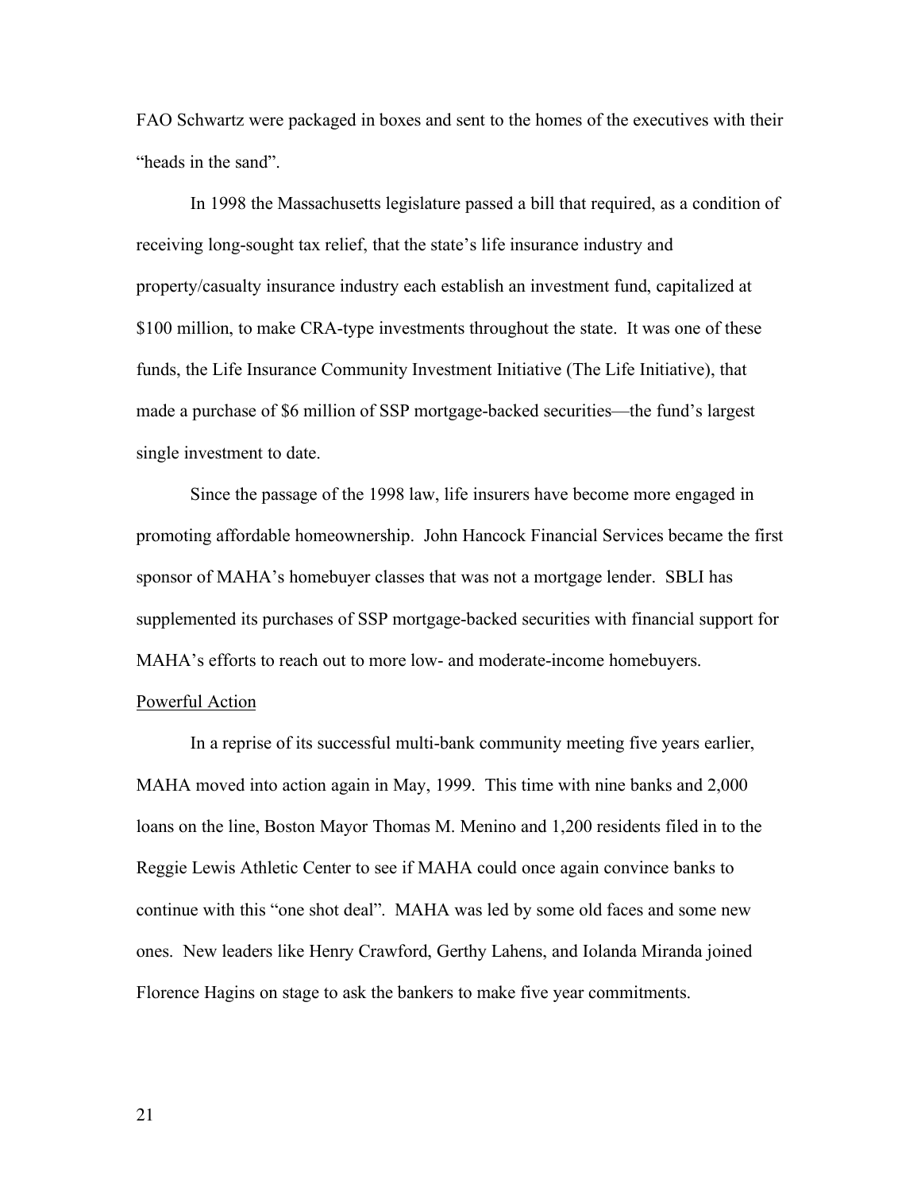FAO Schwartz were packaged in boxes and sent to the homes of the executives with their "heads in the sand".

In 1998 the Massachusetts legislature passed a bill that required, as a condition of receiving long-sought tax relief, that the state's life insurance industry and property/casualty insurance industry each establish an investment fund, capitalized at \$100 million, to make CRA-type investments throughout the state. It was one of these funds, the Life Insurance Community Investment Initiative (The Life Initiative), that made a purchase of \$6 million of SSP mortgage-backed securities—the fund's largest single investment to date.

Since the passage of the 1998 law, life insurers have become more engaged in promoting affordable homeownership. John Hancock Financial Services became the first sponsor of MAHA's homebuyer classes that was not a mortgage lender. SBLI has supplemented its purchases of SSP mortgage-backed securities with financial support for MAHA's efforts to reach out to more low- and moderate-income homebuyers.

<u>Powerful Action</u>

In a reprise of its successful multi-bank community meeting five years earlier, MAHA moved into action again in May, 1999. This time with nine banks and 2,000 loans on the line, Boston Mayor Thomas M. Menino and 1,200 residents filed in to the Reggie Lewis Athletic Center to see if MAHA could once again convince banks to continue with this "one shot deal". MAHA was led by some old faces and some new ones. New leaders like Henry Crawford, Gerthy Lahens, and Iolanda Miranda joined Florence Hagins on stage to ask the bankers to make five year commitments.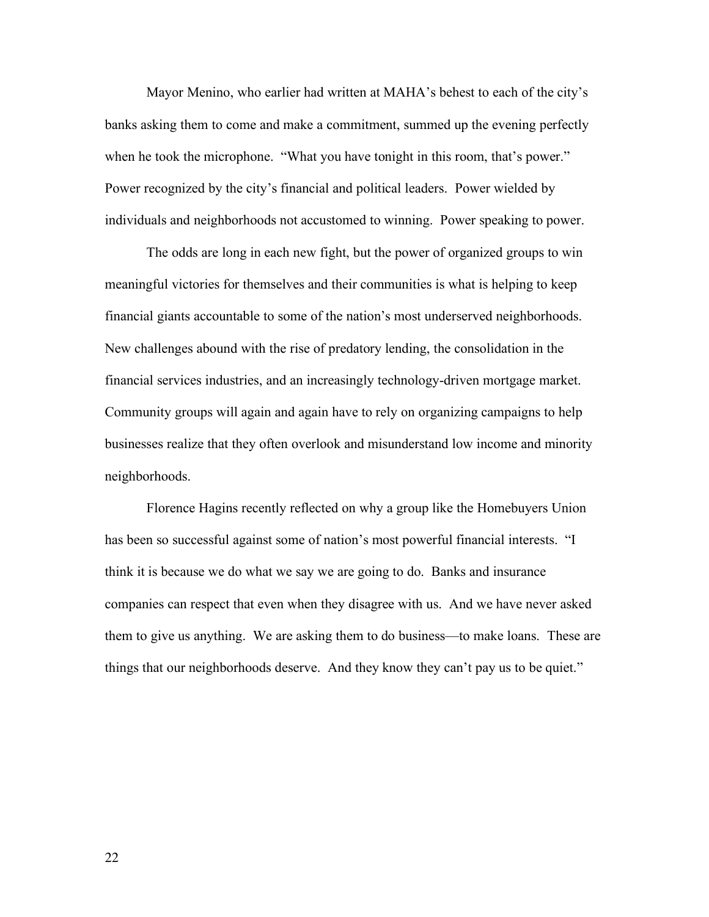Mayor Menino, who earlier had written at MAHA's behest to each of the city's banks asking them to come and make a commitment, summed up the evening perfectly when he took the microphone. "What you have tonight in this room, that's power." Power recognized by the city's financial and political leaders. Power wielded by individuals and neighborhoods not accustomed to winning. Power speaking to power.

The odds are long in each new fight, but the power of organized groups to win meaningful victories for themselves and their communities is what is helping to keep financial giants accountable to some of the nation's most underserved neighborhoods. New challenges abound with the rise of predatory lending, the consolidation in the financial services industries, and an increasingly technology-driven mortgage market. Community groups will again and again have to rely on organizing campaigns to help businesses realize that they often overlook and misunderstand low income and minority neighborhoods.

Florence Hagins recently reflected on why a group like the Homebuyers Union has been so successful against some of nation's most powerful financial interests. "I think it is because we do what we say we are going to do. Banks and insurance companies can respect that even when they disagree with us. And we have never asked them to give us anything. We are asking them to do business—to make loans. These are things that our neighborhoods deserve. And they know they can't pay us to be quiet."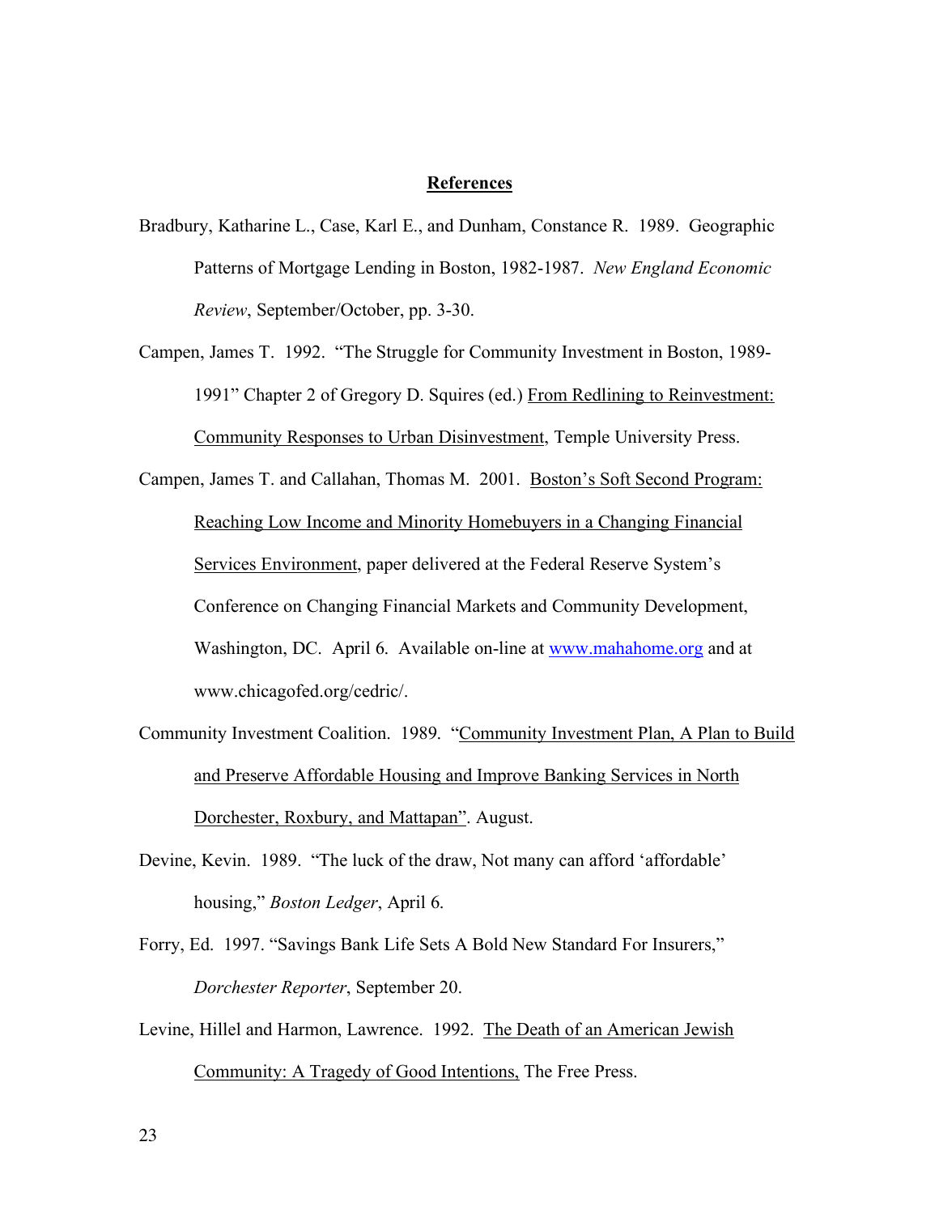## References

Bradbury, Katharine L., Case, Karl E., and Dunham, Constance R. 1989. Geographic Patterns of Mortgage Lending in Boston, 1982-1987. *New England Economic Review*, September/October, pp. 3-30.

Campen, James T. 1992. "The Struggle for Community Investment in Boston, 1989-1991" Chapter 2 of Gregory D. Squires (ed.) From Redlining to Reinvestment: Community Responses to Urban Disinvestment, Temple University Press.

Campen, James T. and Callahan, Thomas M. 2001. Boston's Soft Second Program: Reaching Low Income and Minority Homebuyers in a Changing Financial Services Environment, paper delivered at the Federal Reserve System's Conference on Changing Financial Markets and Community Development, Washington, DC. April 6. Available on-line at www.mahahome.org and at www.chicagofed.org/cedric/.

Community Investment Coalition. 1989. "Community Investment Plan, A Plan to Build and Preserve Affordable Housing and Improve Banking Services in North Dorchester, Roxbury, and Mattapan". August.

Devine, Kevin. 1989. "The luck of the draw, Not many can afford 'affordable' housing," *Boston Ledger*, April 6.

Forry, Ed. 1997. "Savings Bank Life Sets A Bold New Standard For Insurers," *Dorchester Reporter*, September 20.

Levine, Hillel and Harmon, Lawrence. 1992. The Death of an American Jewish Community: A Tragedy of Good Intentions, The Free Press.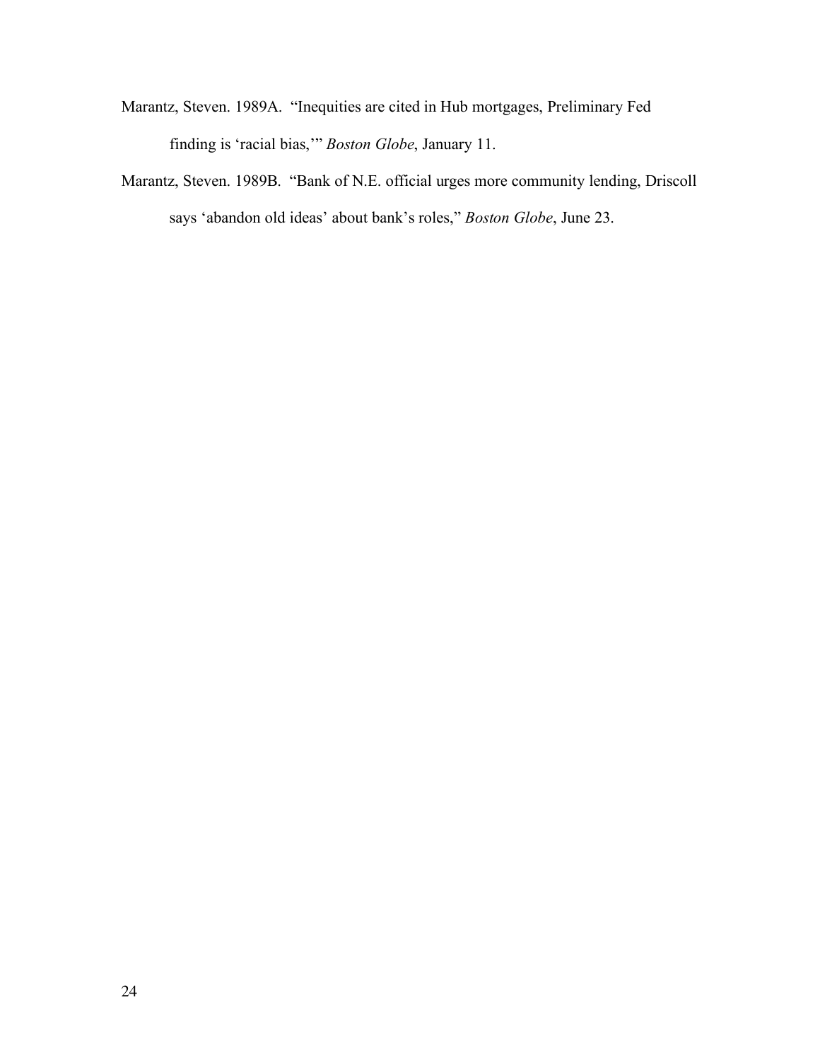Marantz, Steven. 1989A. "Inequities are cited in Hub mortgages, Preliminary Fed finding is 'racial bias,'" *Boston Globe*, January 11.

Marantz, Steven. 1989B. "Bank of N.E. official urges more community lending, Driscoll says 'abandon old ideas' about bank's roles," *Boston Globe*, June 23.